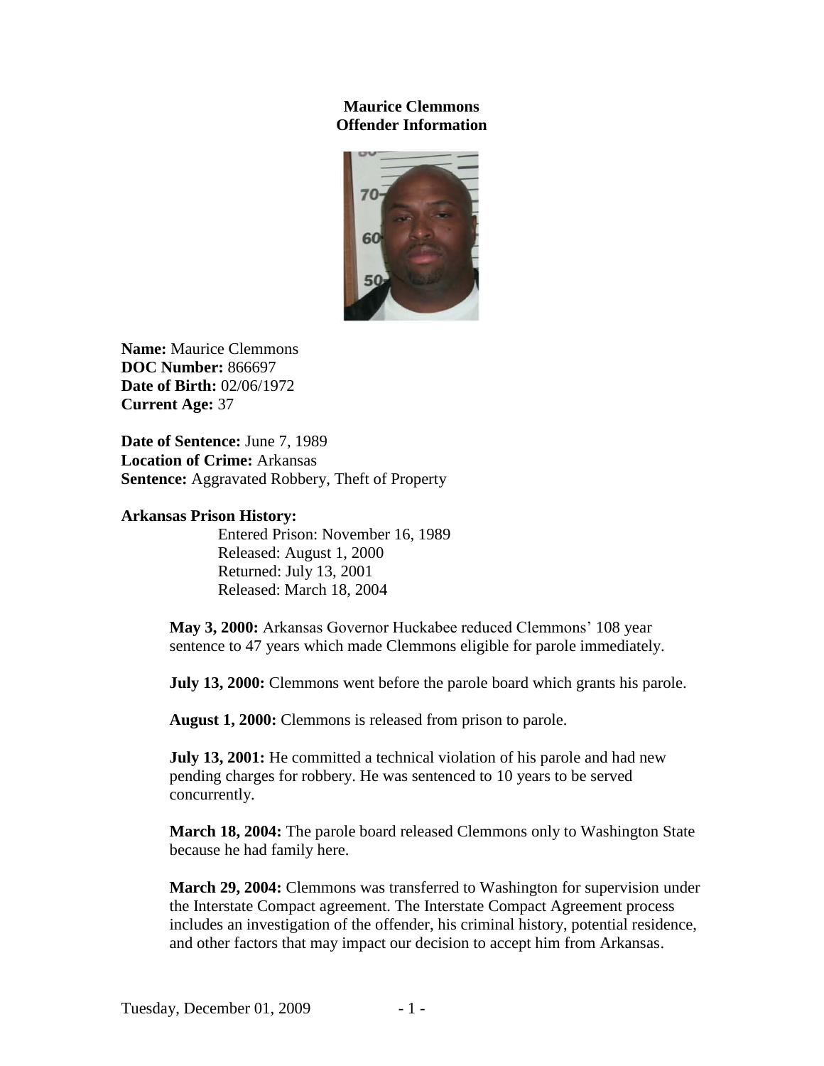**Maurice Clemmons**
**Offender Information**

**Name:** Maurice Clemmons
**DOC Number:** 866697
**Date of Birth:** 02/06/1972
**Current Age:** 37

**Date of Sentence:** June 7, 1989
**Location of Crime:** Arkansas
**Sentence:** Aggravated Robbery, Theft of Property

**Arkansas Prison History:**

Entered Prison: November 16, 1989
Released: August 1, 2000
Returned: July 13, 2001
Released: March 18, 2004

**May 3, 2000:** Arkansas Governor Huckabee reduced Clemmons' 108 year sentence to 47 years which made Clemmons eligible for parole immediately.

**July 13, 2000:** Clemmons went before the parole board which grants his parole.

**August 1, 2000:** Clemmons is released from prison to parole.

**July 13, 2001:** He committed a technical violation of his parole and had new pending charges for robbery. He was sentenced to 10 years to be served concurrently.

**March 18, 2004:** The parole board released Clemmons only to Washington State because he had family here.

**March 29, 2004:** Clemmons was transferred to Washington for supervision under the Interstate Compact agreement. The Interstate Compact Agreement process includes an investigation of the offender, his criminal history, potential residence, and other factors that may impact our decision to accept him from Arkansas.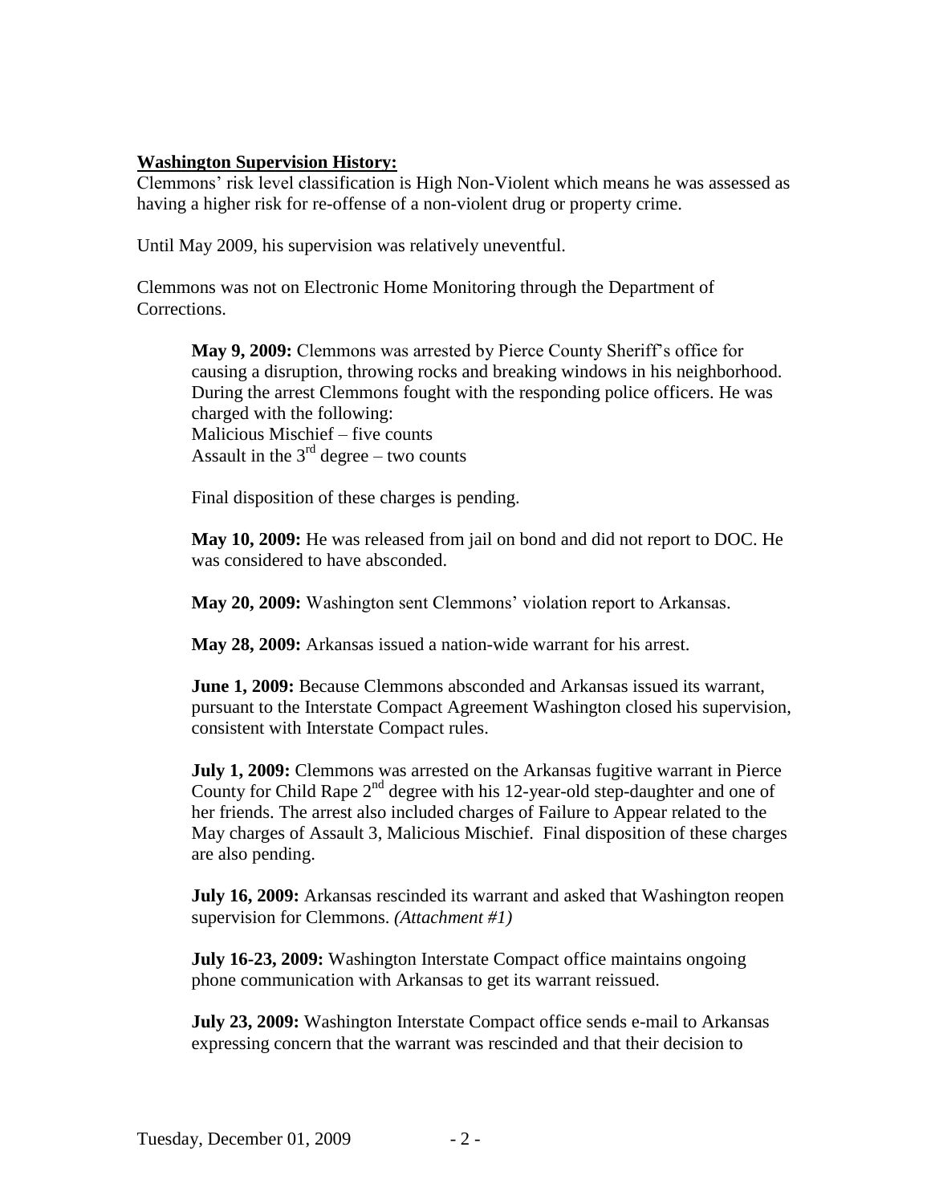**Washington Supervision History:**

Clemmons' risk level classification is High Non-Violent which means he was assessed as having a higher risk for re-offense of a non-violent drug or property crime.

Until May 2009, his supervision was relatively uneventful.

Clemmons was not on Electronic Home Monitoring through the Department of Corrections.

> **May 9, 2009:** Clemmons was arrested by Pierce County Sheriff's office for causing a disruption, throwing rocks and breaking windows in his neighborhood. During the arrest Clemmons fought with the responding police officers. He was charged with the following:
> Malicious Mischief – five counts
> Assault in the 3rd degree – two counts
>
> Final disposition of these charges is pending.
>
> **May 10, 2009:** He was released from jail on bond and did not report to DOC. He was considered to have absconded.
>
> **May 20, 2009:** Washington sent Clemmons' violation report to Arkansas.
>
> **May 28, 2009:** Arkansas issued a nation-wide warrant for his arrest.
>
> **June 1, 2009:** Because Clemmons absconded and Arkansas issued its warrant, pursuant to the Interstate Compact Agreement Washington closed his supervision, consistent with Interstate Compact rules.
>
> **July 1, 2009:** Clemmons was arrested on the Arkansas fugitive warrant in Pierce County for Child Rape 2nd degree with his 12-year-old step-daughter and one of her friends. The arrest also included charges of Failure to Appear related to the May charges of Assault 3, Malicious Mischief. Final disposition of these charges are also pending.
>
> **July 16, 2009:** Arkansas rescinded its warrant and asked that Washington reopen supervision for Clemmons. *(Attachment #1)*
>
> **July 16-23, 2009:** Washington Interstate Compact office maintains ongoing phone communication with Arkansas to get its warrant reissued.
>
> **July 23, 2009:** Washington Interstate Compact office sends e-mail to Arkansas expressing concern that the warrant was rescinded and that their decision to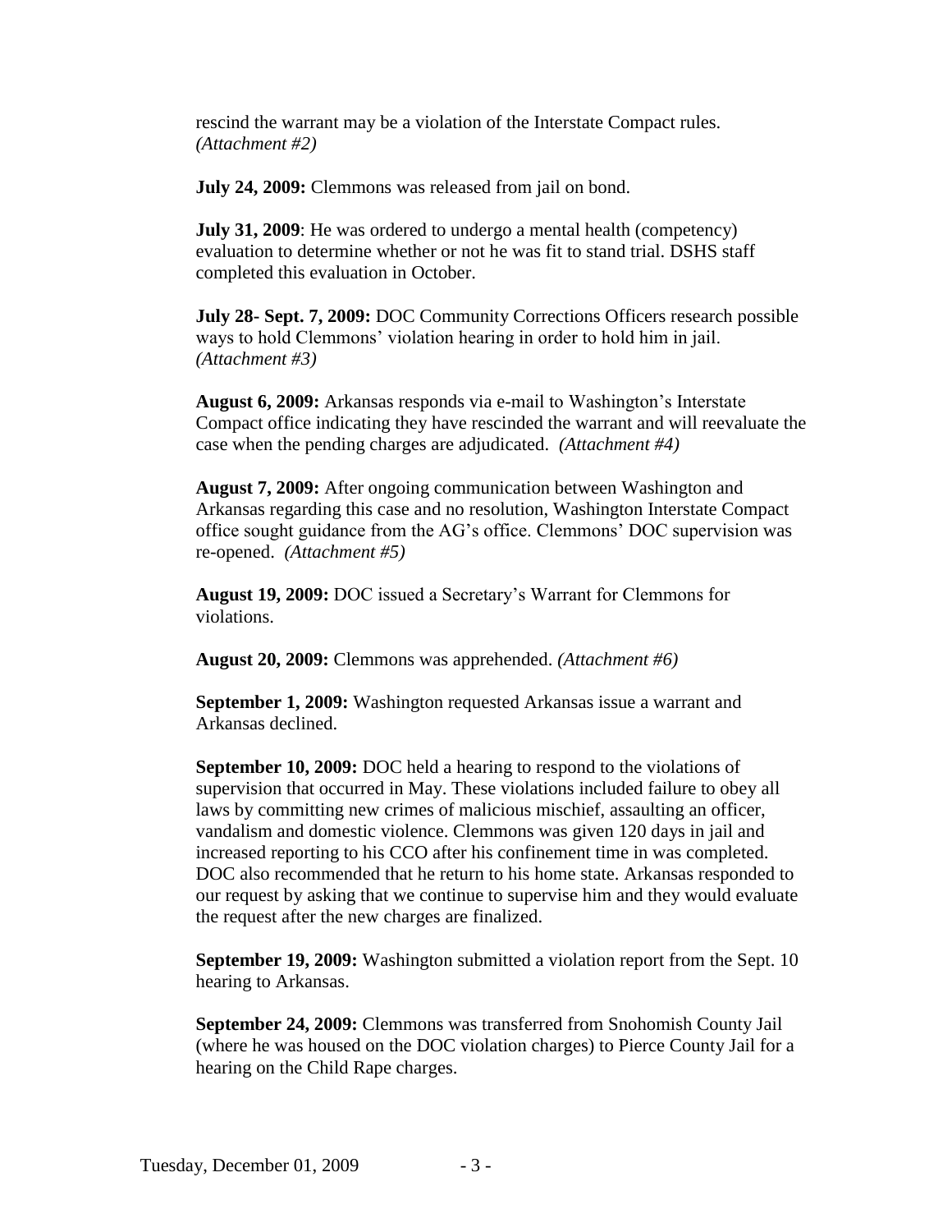rescind the warrant may be a violation of the Interstate Compact rules. *(Attachment #2)*

**July 24, 2009:** Clemmons was released from jail on bond.

**July 31, 2009**: He was ordered to undergo a mental health (competency) evaluation to determine whether or not he was fit to stand trial. DSHS staff completed this evaluation in October.

**July 28- Sept. 7, 2009:** DOC Community Corrections Officers research possible ways to hold Clemmons' violation hearing in order to hold him in jail. *(Attachment #3)*

**August 6, 2009:** Arkansas responds via e-mail to Washington's Interstate Compact office indicating they have rescinded the warrant and will reevaluate the case when the pending charges are adjudicated. *(Attachment #4)*

**August 7, 2009:** After ongoing communication between Washington and Arkansas regarding this case and no resolution, Washington Interstate Compact office sought guidance from the AG's office. Clemmons' DOC supervision was re-opened. *(Attachment #5)*

**August 19, 2009:** DOC issued a Secretary's Warrant for Clemmons for violations.

**August 20, 2009:** Clemmons was apprehended. *(Attachment #6)*

**September 1, 2009:** Washington requested Arkansas issue a warrant and Arkansas declined.

**September 10, 2009:** DOC held a hearing to respond to the violations of supervision that occurred in May. These violations included failure to obey all laws by committing new crimes of malicious mischief, assaulting an officer, vandalism and domestic violence. Clemmons was given 120 days in jail and increased reporting to his CCO after his confinement time in was completed. DOC also recommended that he return to his home state. Arkansas responded to our request by asking that we continue to supervise him and they would evaluate the request after the new charges are finalized.

**September 19, 2009:** Washington submitted a violation report from the Sept. 10 hearing to Arkansas.

**September 24, 2009:** Clemmons was transferred from Snohomish County Jail (where he was housed on the DOC violation charges) to Pierce County Jail for a hearing on the Child Rape charges.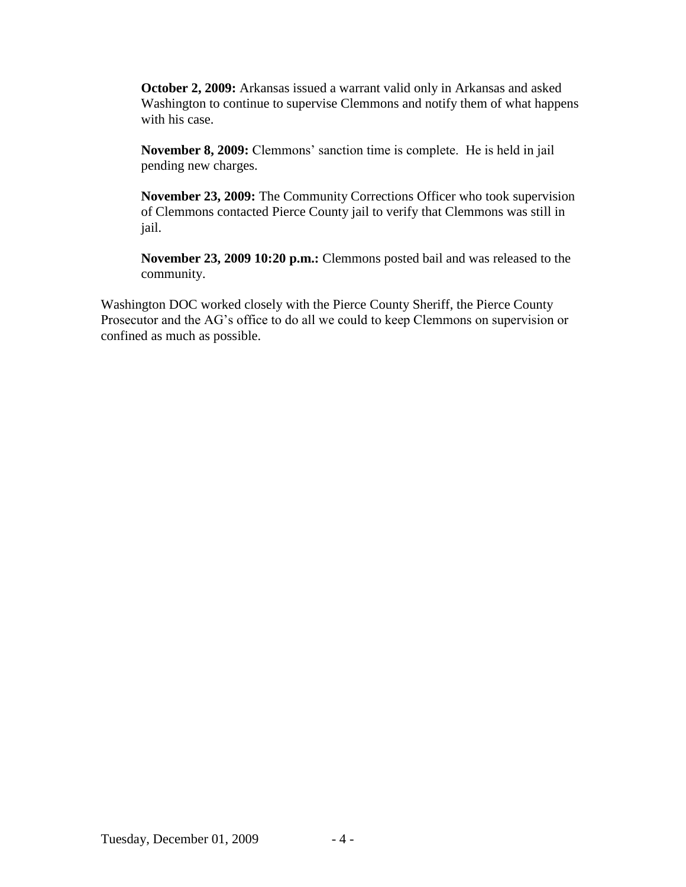**October 2, 2009:** Arkansas issued a warrant valid only in Arkansas and asked Washington to continue to supervise Clemmons and notify them of what happens with his case.

**November 8, 2009:** Clemmons' sanction time is complete. He is held in jail pending new charges.

**November 23, 2009:** The Community Corrections Officer who took supervision of Clemmons contacted Pierce County jail to verify that Clemmons was still in jail.

**November 23, 2009 10:20 p.m.:** Clemmons posted bail and was released to the community.

Washington DOC worked closely with the Pierce County Sheriff, the Pierce County Prosecutor and the AG's office to do all we could to keep Clemmons on supervision or confined as much as possible.